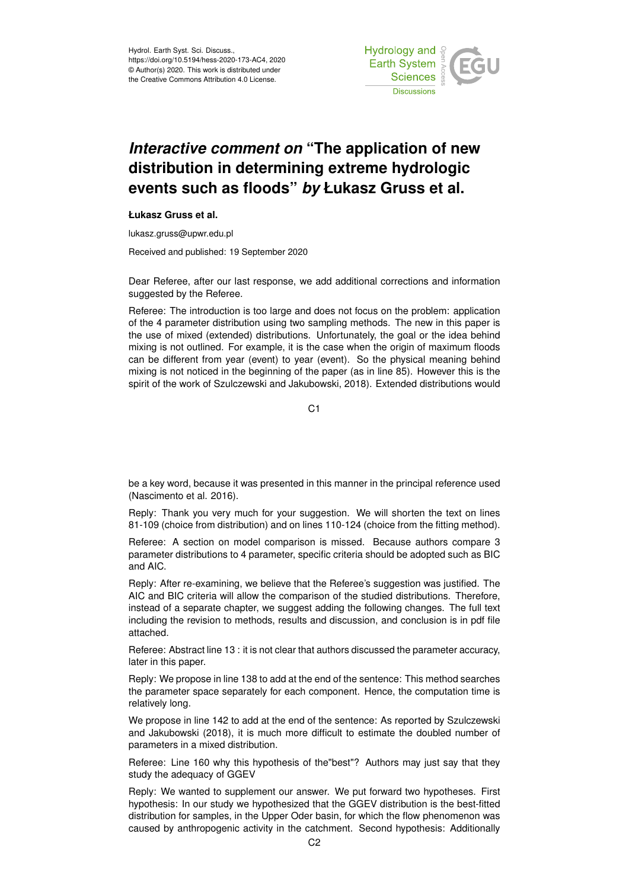Hydrol. Earth Syst. Sci. Discuss.,
https://doi.org/10.5194/hess-2020-173-AC4, 2020
© Author(s) 2020. This work is distributed under
the Creative Commons Attribution 4.0 License.

# *Interactive comment on* "The application of new distribution in determining extreme hydrologic events such as floods" *by* Łukasz Gruss et al.

**Łukasz Gruss et al.**

lukasz.gruss@upwr.edu.pl

Received and published: 19 September 2020

Dear Referee, after our last response, we add additional corrections and information suggested by the Referee.

Referee: The introduction is too large and does not focus on the problem: application of the 4 parameter distribution using two sampling methods. The new in this paper is the use of mixed (extended) distributions. Unfortunately, the goal or the idea behind mixing is not outlined. For example, it is the case when the origin of maximum floods can be different from year (event) to year (event). So the physical meaning behind mixing is not noticed in the beginning of the paper (as in line 85). However this is the spirit of the work of Szulczewski and Jakubowski, 2018). Extended distributions would be a key word, because it was presented in this manner in the principal reference used (Nascimento et al. 2016).

Reply: Thank you very much for your suggestion. We will shorten the text on lines 81-109 (choice from distribution) and on lines 110-124 (choice from the fitting method).

Referee: A section on model comparison is missed. Because authors compare 3 parameter distributions to 4 parameter, specific criteria should be adopted such as BIC and AIC.

Reply: After re-examining, we believe that the Referee's suggestion was justified. The AIC and BIC criteria will allow the comparison of the studied distributions. Therefore, instead of a separate chapter, we suggest adding the following changes. The full text including the revision to methods, results and discussion, and conclusion is in pdf file attached.

Referee: Abstract line 13 : it is not clear that authors discussed the parameter accuracy, later in this paper.

Reply: We propose in line 138 to add at the end of the sentence: This method searches the parameter space separately for each component. Hence, the computation time is relatively long.

We propose in line 142 to add at the end of the sentence: As reported by Szulczewski and Jakubowski (2018), it is much more difficult to estimate the doubled number of parameters in a mixed distribution.

Referee: Line 160 why this hypothesis of the"best"? Authors may just say that they study the adequacy of GGEV

Reply: We wanted to supplement our answer. We put forward two hypotheses. First hypothesis: In our study we hypothesized that the GGEV distribution is the best-fitted distribution for samples, in the Upper Oder basin, for which the flow phenomenon was caused by anthropogenic activity in the catchment. Second hypothesis: Additionally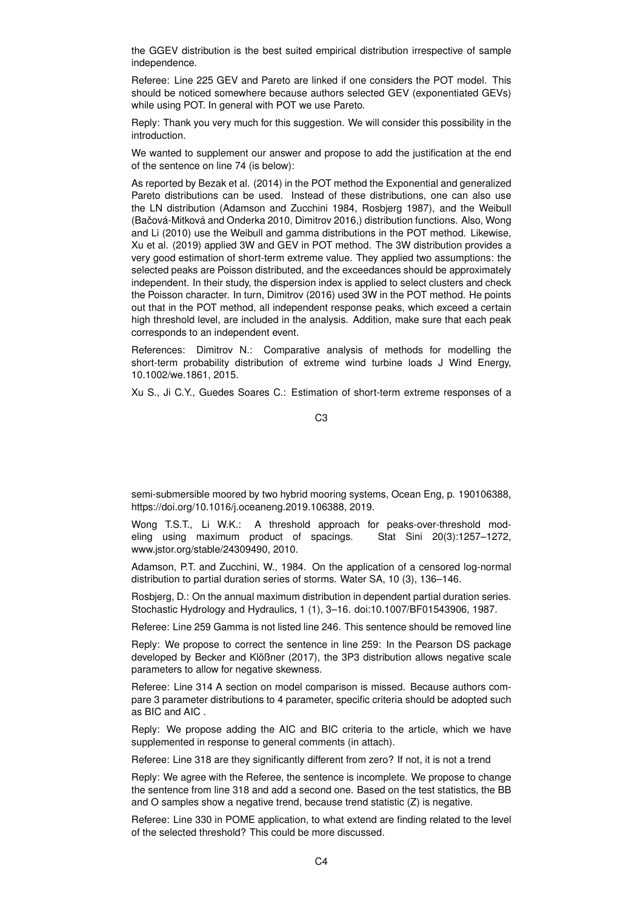the GGEV distribution is the best suited empirical distribution irrespective of sample independence.

Referee: Line 225 GEV and Pareto are linked if one considers the POT model. This should be noticed somewhere because authors selected GEV (exponentiated GEVs) while using POT. In general with POT we use Pareto.

Reply: Thank you very much for this suggestion. We will consider this possibility in the introduction.

We wanted to supplement our answer and propose to add the justification at the end of the sentence on line 74 (is below):

As reported by Bezak et al. (2014) in the POT method the Exponential and generalized Pareto distributions can be used. Instead of these distributions, one can also use the LN distribution (Adamson and Zucchini 1984, Rosbjerg 1987), and the Weibull (Bačová-Mitková and Onderka 2010, Dimitrov 2016,) distribution functions. Also, Wong and Li (2010) use the Weibull and gamma distributions in the POT method. Likewise, Xu et al. (2019) applied 3W and GEV in POT method. The 3W distribution provides a very good estimation of short-term extreme value. They applied two assumptions: the selected peaks are Poisson distributed, and the exceedances should be approximately independent. In their study, the dispersion index is applied to select clusters and check the Poisson character. In turn, Dimitrov (2016) used 3W in the POT method. He points out that in the POT method, all independent response peaks, which exceed a certain high threshold level, are included in the analysis. Addition, make sure that each peak corresponds to an independent event.

References: Dimitrov N.: Comparative analysis of methods for modelling the short-term probability distribution of extreme wind turbine loads J Wind Energy, 10.1002/we.1861, 2015.

Xu S., Ji C.Y., Guedes Soares C.: Estimation of short-term extreme responses of a semi-submersible moored by two hybrid mooring systems, Ocean Eng, p. 190106388, https://doi.org/10.1016/j.oceaneng.2019.106388, 2019.

Wong T.S.T., Li W.K.: A threshold approach for peaks-over-threshold modeling using maximum product of spacings. Stat Sini 20(3):1257–1272, www.jstor.org/stable/24309490, 2010.

Adamson, P.T. and Zucchini, W., 1984. On the application of a censored log-normal distribution to partial duration series of storms. Water SA, 10 (3), 136–146.

Rosbjerg, D.: On the annual maximum distribution in dependent partial duration series. Stochastic Hydrology and Hydraulics, 1 (1), 3–16. doi:10.1007/BF01543906, 1987.

Referee: Line 259 Gamma is not listed line 246. This sentence should be removed line

Reply: We propose to correct the sentence in line 259: In the Pearson DS package developed by Becker and Klõßner (2017), the 3P3 distribution allows negative scale parameters to allow for negative skewness.

Referee: Line 314 A section on model comparison is missed. Because authors compare 3 parameter distributions to 4 parameter, specific criteria should be adopted such as BIC and AIC .

Reply: We propose adding the AIC and BIC criteria to the article, which we have supplemented in response to general comments (in attach).

Referee: Line 318 are they significantly different from zero? If not, it is not a trend

Reply: We agree with the Referee, the sentence is incomplete. We propose to change the sentence from line 318 and add a second one. Based on the test statistics, the BB and O samples show a negative trend, because trend statistic (Z) is negative.

Referee: Line 330 in POME application, to what extend are finding related to the level of the selected threshold? This could be more discussed.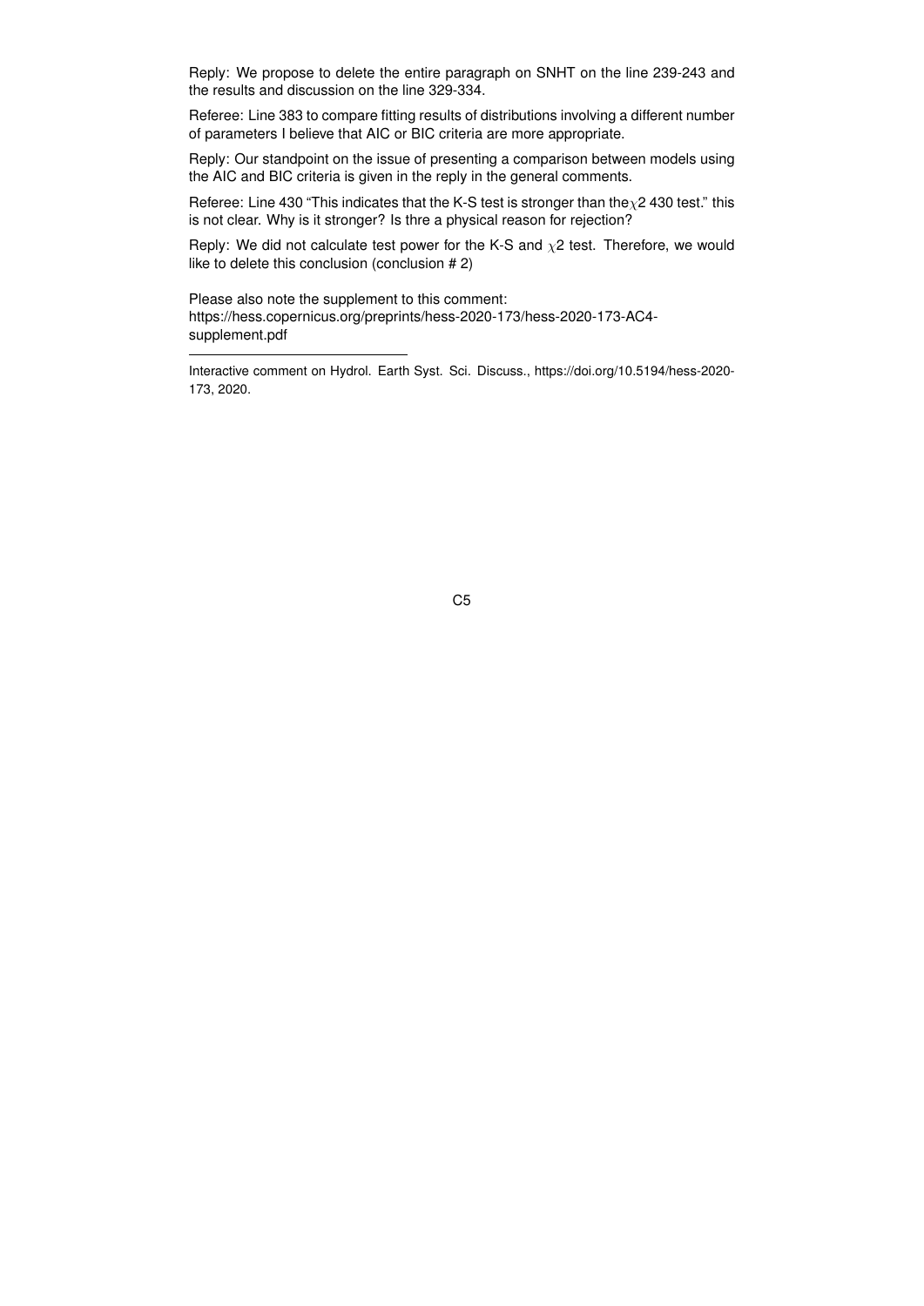Reply: We propose to delete the entire paragraph on SNHT on the line 239-243 and the results and discussion on the line 329-334.

Referee: Line 383 to compare fitting results of distributions involving a different number of parameters I believe that AIC or BIC criteria are more appropriate.

Reply: Our standpoint on the issue of presenting a comparison between models using the AIC and BIC criteria is given in the reply in the general comments.

Referee: Line 430 "This indicates that the K-S test is stronger than the $\chi 2$ 430 test." this is not clear. Why is it stronger? Is thre a physical reason for rejection?

Reply: We did not calculate test power for the K-S and $\chi 2$ test. Therefore, we would like to delete this conclusion (conclusion # 2)

Please also note the supplement to this comment:
https://hess.copernicus.org/preprints/hess-2020-173/hess-2020-173-AC4-supplement.pdf

---

Interactive comment on Hydrol. Earth Syst. Sci. Discuss., https://doi.org/10.5194/hess-2020-173, 2020.